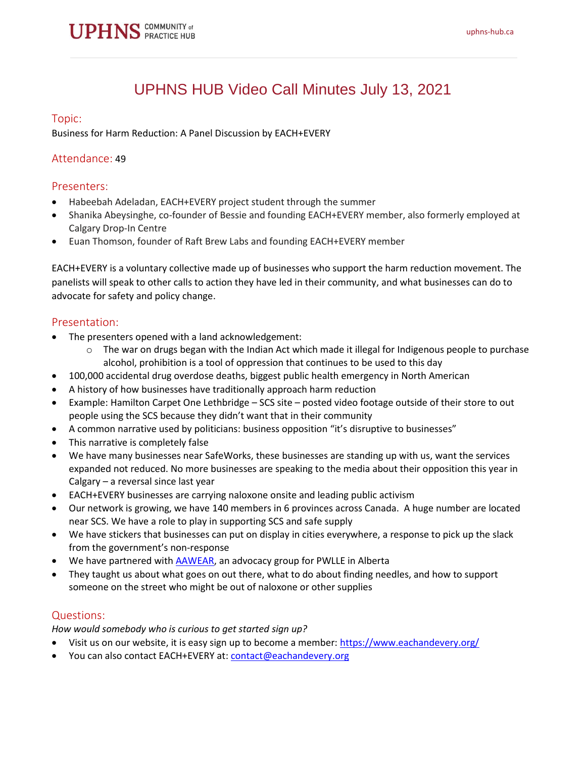# UPHNS HUB Video Call Minutes July 13, 2021

## Topic:

Business for Harm Reduction: A Panel Discussion by EACH+EVERY

## Attendance: 49

## Presenters:

- Habeebah Adeladan, EACH+EVERY project student through the summer
- Shanika Abeysinghe, co-founder of Bessie and founding EACH+EVERY member, also formerly employed at Calgary Drop-In Centre
- Euan Thomson, founder of Raft Brew Labs and founding EACH+EVERY member

EACH+EVERY is a voluntary collective made up of businesses who support the harm reduction movement. The panelists will speak to other calls to action they have led in their community, and what businesses can do to advocate for safety and policy change.

## Presentation:

- The presenters opened with a land acknowledgement:
    - The war on drugs began with the Indian Act which made it illegal for Indigenous people to purchase alcohol, prohibition is a tool of oppression that continues to be used to this day
- 100,000 accidental drug overdose deaths, biggest public health emergency in North American
- A history of how businesses have traditionally approach harm reduction
- Example: Hamilton Carpet One Lethbridge – SCS site – posted video footage outside of their store to out people using the SCS because they didn't want that in their community
- A common narrative used by politicians: business opposition "it's disruptive to businesses"
- This narrative is completely false
- We have many businesses near SafeWorks, these businesses are standing up with us, want the services expanded not reduced. No more businesses are speaking to the media about their opposition this year in Calgary – a reversal since last year
- EACH+EVERY businesses are carrying naloxone onsite and leading public activism
- Our network is growing, we have 140 members in 6 provinces across Canada. A huge number are located near SCS. We have a role to play in supporting SCS and safe supply
- We have stickers that businesses can put on display in cities everywhere, a response to pick up the slack from the government's non-response
- We have partnered with AAWEAR, an advocacy group for PWLLE in Alberta
- They taught us about what goes on out there, what to do about finding needles, and how to support someone on the street who might be out of naloxone or other supplies

## Questions:

*How would somebody who is curious to get started sign up?*

- Visit us on our website, it is easy sign up to become a member: https://www.eachandevery.org/
- You can also contact EACH+EVERY at: contact@eachandevery.org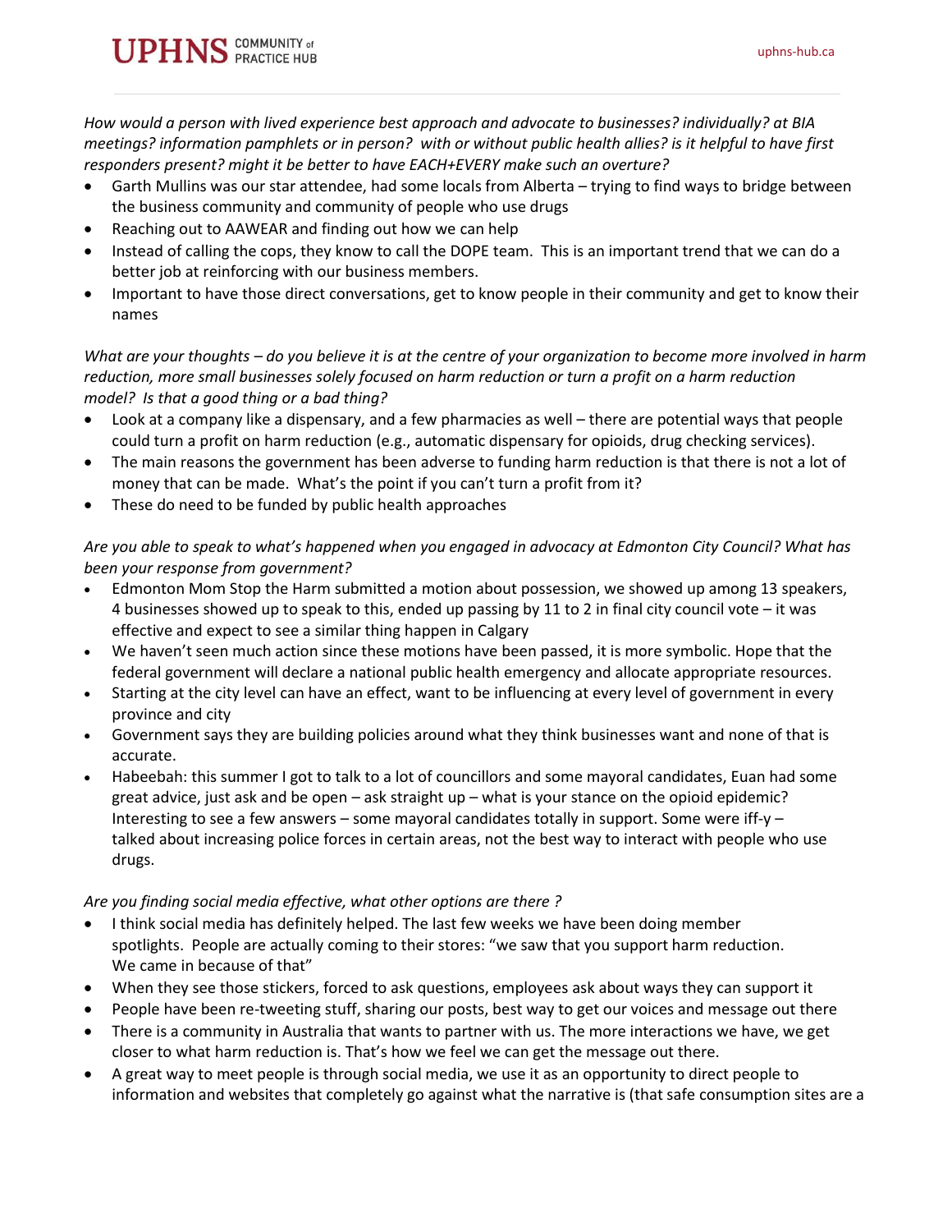*How would a person with lived experience best approach and advocate to businesses? individually? at BIA meetings? information pamphlets or in person? with or without public health allies? is it helpful to have first responders present? might it be better to have EACH+EVERY make such an overture?*

- Garth Mullins was our star attendee, had some locals from Alberta – trying to find ways to bridge between the business community and community of people who use drugs
- Reaching out to AAWEAR and finding out how we can help
- Instead of calling the cops, they know to call the DOPE team. This is an important trend that we can do a better job at reinforcing with our business members.
- Important to have those direct conversations, get to know people in their community and get to know their names

*What are your thoughts – do you believe it is at the centre of your organization to become more involved in harm reduction, more small businesses solely focused on harm reduction or turn a profit on a harm reduction model? Is that a good thing or a bad thing?*

- Look at a company like a dispensary, and a few pharmacies as well – there are potential ways that people could turn a profit on harm reduction (e.g., automatic dispensary for opioids, drug checking services).
- The main reasons the government has been adverse to funding harm reduction is that there is not a lot of money that can be made. What's the point if you can't turn a profit from it?
- These do need to be funded by public health approaches

*Are you able to speak to what's happened when you engaged in advocacy at Edmonton City Council? What has been your response from government?*

- Edmonton Mom Stop the Harm submitted a motion about possession, we showed up among 13 speakers, 4 businesses showed up to speak to this, ended up passing by 11 to 2 in final city council vote – it was effective and expect to see a similar thing happen in Calgary
- We haven't seen much action since these motions have been passed, it is more symbolic. Hope that the federal government will declare a national public health emergency and allocate appropriate resources.
- Starting at the city level can have an effect, want to be influencing at every level of government in every province and city
- Government says they are building policies around what they think businesses want and none of that is accurate.
- Habeebah: this summer I got to talk to a lot of councillors and some mayoral candidates, Euan had some great advice, just ask and be open – ask straight up – what is your stance on the opioid epidemic? Interesting to see a few answers – some mayoral candidates totally in support. Some were iff-y – talked about increasing police forces in certain areas, not the best way to interact with people who use drugs.

*Are you finding social media effective, what other options are there ?*

- I think social media has definitely helped. The last few weeks we have been doing member spotlights. People are actually coming to their stores: "we saw that you support harm reduction. We came in because of that"
- When they see those stickers, forced to ask questions, employees ask about ways they can support it
- People have been re-tweeting stuff, sharing our posts, best way to get our voices and message out there
- There is a community in Australia that wants to partner with us. The more interactions we have, we get closer to what harm reduction is. That's how we feel we can get the message out there.
- A great way to meet people is through social media, we use it as an opportunity to direct people to information and websites that completely go against what the narrative is (that safe consumption sites are a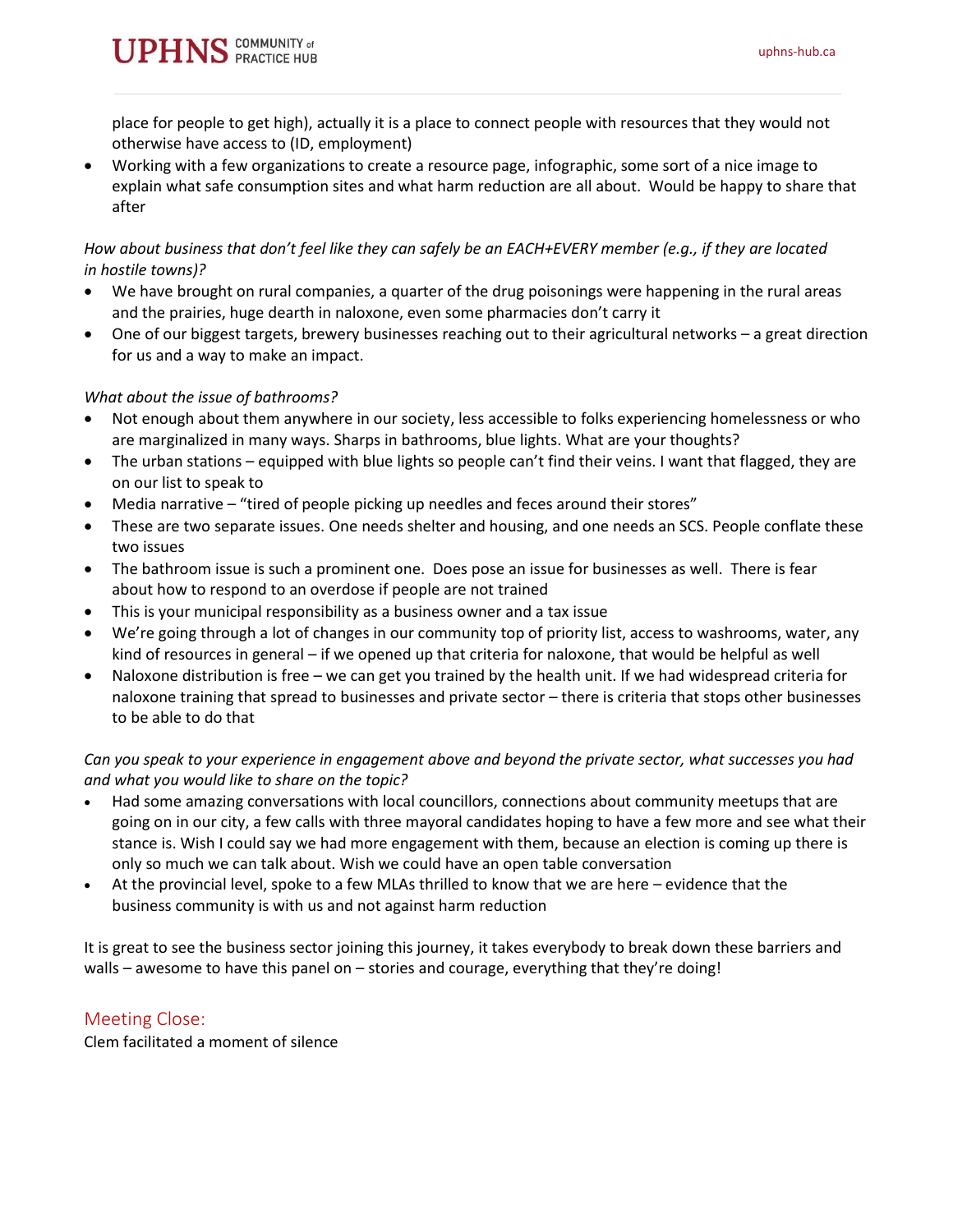place for people to get high), actually it is a place to connect people with resources that they would not otherwise have access to (ID, employment)

- Working with a few organizations to create a resource page, infographic, some sort of a nice image to explain what safe consumption sites and what harm reduction are all about. Would be happy to share that after

*How about business that don't feel like they can safely be an EACH+EVERY member (e.g., if they are located in hostile towns)?*

- We have brought on rural companies, a quarter of the drug poisonings were happening in the rural areas and the prairies, huge dearth in naloxone, even some pharmacies don't carry it
- One of our biggest targets, brewery businesses reaching out to their agricultural networks – a great direction for us and a way to make an impact.

*What about the issue of bathrooms?*

- Not enough about them anywhere in our society, less accessible to folks experiencing homelessness or who are marginalized in many ways. Sharps in bathrooms, blue lights. What are your thoughts?
- The urban stations – equipped with blue lights so people can't find their veins. I want that flagged, they are on our list to speak to
- Media narrative – "tired of people picking up needles and feces around their stores"
- These are two separate issues. One needs shelter and housing, and one needs an SCS. People conflate these two issues
- The bathroom issue is such a prominent one. Does pose an issue for businesses as well. There is fear about how to respond to an overdose if people are not trained
- This is your municipal responsibility as a business owner and a tax issue
- We're going through a lot of changes in our community top of priority list, access to washrooms, water, any kind of resources in general – if we opened up that criteria for naloxone, that would be helpful as well
- Naloxone distribution is free – we can get you trained by the health unit. If we had widespread criteria for naloxone training that spread to businesses and private sector – there is criteria that stops other businesses to be able to do that

*Can you speak to your experience in engagement above and beyond the private sector, what successes you had and what you would like to share on the topic?*

- Had some amazing conversations with local councillors, connections about community meetups that are going on in our city, a few calls with three mayoral candidates hoping to have a few more and see what their stance is. Wish I could say we had more engagement with them, because an election is coming up there is only so much we can talk about. Wish we could have an open table conversation
- At the provincial level, spoke to a few MLAs thrilled to know that we are here – evidence that the business community is with us and not against harm reduction

It is great to see the business sector joining this journey, it takes everybody to break down these barriers and walls – awesome to have this panel on – stories and courage, everything that they're doing!

## Meeting Close:

Clem facilitated a moment of silence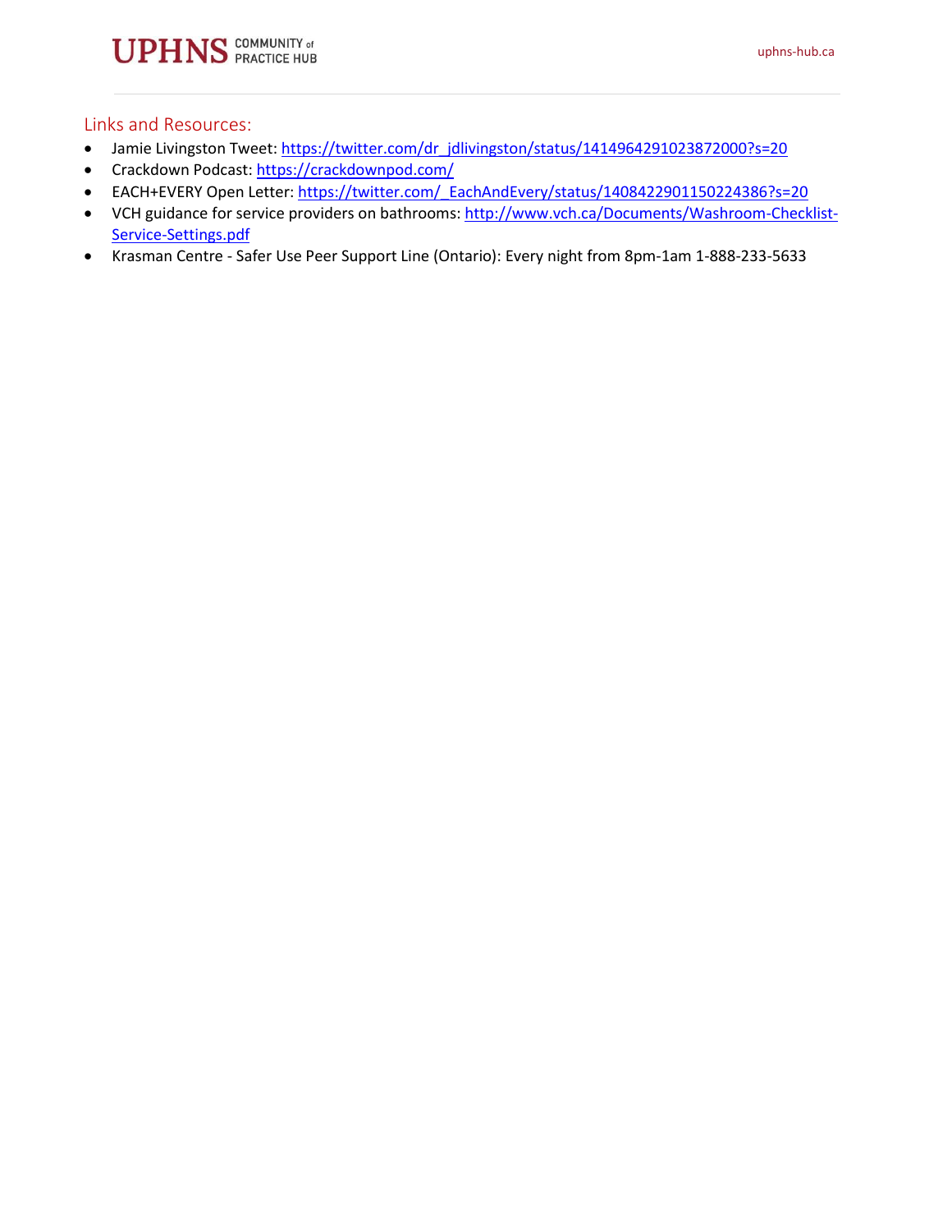## Links and Resources:

- Jamie Livingston Tweet: https://twitter.com/dr_jdlivingston/status/1414964291023872000?s=20
- Crackdown Podcast: https://crackdownpod.com/
- EACH+EVERY Open Letter: https://twitter.com/_EachAndEvery/status/1408422901150224386?s=20
- VCH guidance for service providers on bathrooms: http://www.vch.ca/Documents/Washroom-Checklist-Service-Settings.pdf
- Krasman Centre - Safer Use Peer Support Line (Ontario): Every night from 8pm-1am 1-888-233-5633